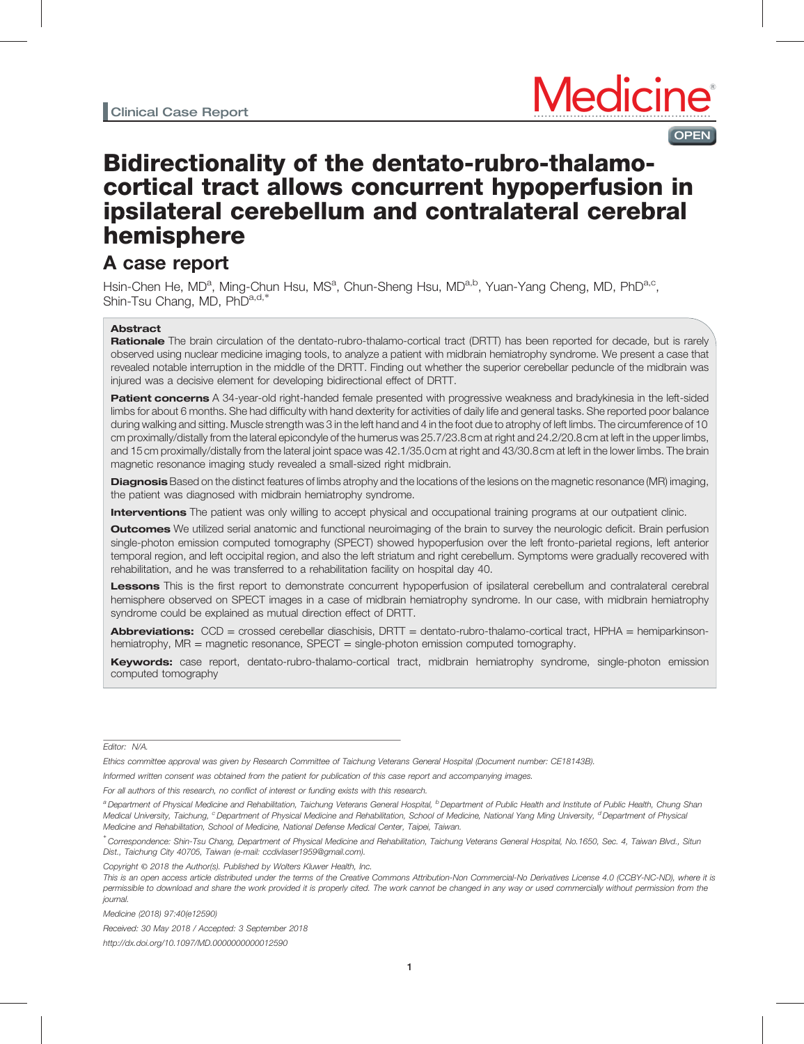Clinical Case Report

# Bidirectionality of the dentato-rubro-thalamo-cortical tract allows concurrent hypoperfusion in ipsilateral cerebellum and contralateral cerebral hemisphere

## A case report

Hsin-Chen He, MD[a], Ming-Chun Hsu, MS[a], Chun-Sheng Hsu, MD[a,b], Yuan-Yang Cheng, MD, PhD[a,c], Shin-Tsu Chang, MD, PhD[a,d,*]

### Abstract

**Rationale** The brain circulation of the dentato-rubro-thalamo-cortical tract (DRTT) has been reported for decade, but is rarely observed using nuclear medicine imaging tools, to analyze a patient with midbrain hemiatrophy syndrome. We present a case that revealed notable interruption in the middle of the DRTT. Finding out whether the superior cerebellar peduncle of the midbrain was injured was a decisive element for developing bidirectional effect of DRTT.

**Patient concerns** A 34-year-old right-handed female presented with progressive weakness and bradykinesia in the left-sided limbs for about 6 months. She had difficulty with hand dexterity for activities of daily life and general tasks. She reported poor balance during walking and sitting. Muscle strength was 3 in the left hand and 4 in the foot due to atrophy of left limbs. The circumference of 10 cm proximally/distally from the lateral epicondyle of the humerus was 25.7/23.8 cm at right and 24.2/20.8 cm at left in the upper limbs, and 15 cm proximally/distally from the lateral joint space was 42.1/35.0 cm at right and 43/30.8 cm at left in the lower limbs. The brain magnetic resonance imaging study revealed a small-sized right midbrain.

**Diagnosis** Based on the distinct features of limbs atrophy and the locations of the lesions on the magnetic resonance (MR) imaging, the patient was diagnosed with midbrain hemiatrophy syndrome.

**Interventions** The patient was only willing to accept physical and occupational training programs at our outpatient clinic.

**Outcomes** We utilized serial anatomic and functional neuroimaging of the brain to survey the neurologic deficit. Brain perfusion single-photon emission computed tomography (SPECT) showed hypoperfusion over the left fronto-parietal regions, left anterior temporal region, and left occipital region, and also the left striatum and right cerebellum. Symptoms were gradually recovered with rehabilitation, and he was transferred to a rehabilitation facility on hospital day 40.

**Lessons** This is the first report to demonstrate concurrent hypoperfusion of ipsilateral cerebellum and contralateral cerebral hemisphere observed on SPECT images in a case of midbrain hemiatrophy syndrome. In our case, with midbrain hemiatrophy syndrome could be explained as mutual direction effect of DRTT.

**Abbreviations:** CCD = crossed cerebellar diaschisis, DRTT = dentato-rubro-thalamo-cortical tract, HPHA = hemiparkinson-hemiatrophy, MR = magnetic resonance, SPECT = single-photon emission computed tomography.

**Keywords:** case report, dentato-rubro-thalamo-cortical tract, midbrain hemiatrophy syndrome, single-photon emission computed tomography

---

*Editor: N/A.*

*Ethics committee approval was given by Research Committee of Taichung Veterans General Hospital (Document number: CE18143B).*

*Informed written consent was obtained from the patient for publication of this case report and accompanying images.*

*For all authors of this research, no conflict of interest or funding exists with this research.*

*[a] Department of Physical Medicine and Rehabilitation, Taichung Veterans General Hospital, [b] Department of Public Health and Institute of Public Health, Chung Shan Medical University, Taichung, [c] Department of Physical Medicine and Rehabilitation, School of Medicine, National Yang Ming University, [d] Department of Physical Medicine and Rehabilitation, School of Medicine, National Defense Medical Center, Taipei, Taiwan.*

*[*] Correspondence: Shin-Tsu Chang, Department of Physical Medicine and Rehabilitation, Taichung Veterans General Hospital, No.1650, Sec. 4, Taiwan Blvd., Situn Dist., Taichung City 40705, Taiwan (e-mail: ccdivlaser1959@gmail.com).*

*Copyright © 2018 the Author(s). Published by Wolters Kluwer Health, Inc.*

*This is an open access article distributed under the terms of the Creative Commons Attribution-Non Commercial-No Derivatives License 4.0 (CCBY-NC-ND), where it is permissible to download and share the work provided it is properly cited. The work cannot be changed in any way or used commercially without permission from the journal.*

*Medicine (2018) 97:40(e12590)*

*Received: 30 May 2018 / Accepted: 3 September 2018*

*http://dx.doi.org/10.1097/MD.0000000000012590*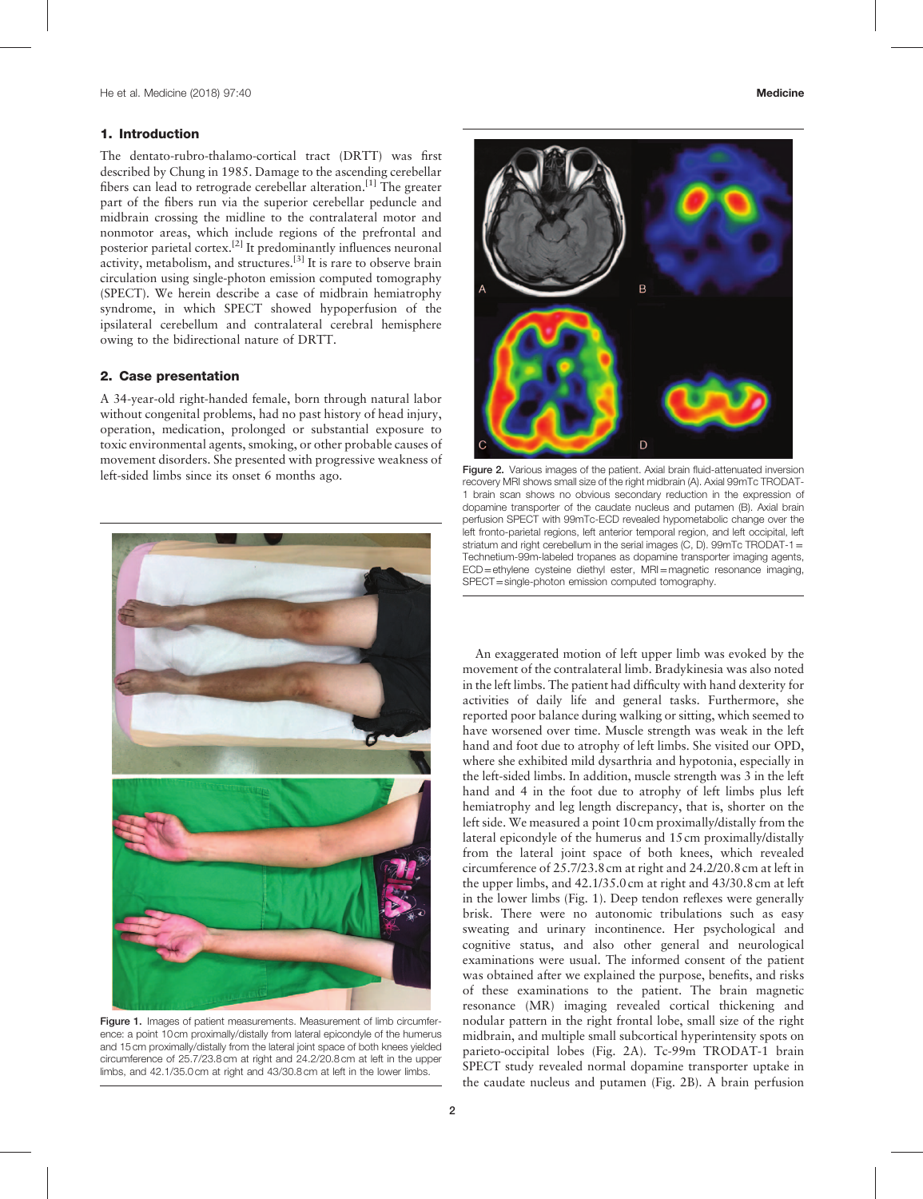## 1. Introduction

The dentato-rubro-thalamo-cortical tract (DRTT) was first described by Chung in 1985. Damage to the ascending cerebellar fibers can lead to retrograde cerebellar alteration.[1] The greater part of the fibers run via the superior cerebellar peduncle and midbrain crossing the midline to the contralateral motor and nonmotor areas, which include regions of the prefrontal and posterior parietal cortex.[2] It predominantly influences neuronal activity, metabolism, and structures.[3] It is rare to observe brain circulation using single-photon emission computed tomography (SPECT). We herein describe a case of midbrain hemiatrophy syndrome, in which SPECT showed hypoperfusion of the ipsilateral cerebellum and contralateral cerebral hemisphere owing to the bidirectional nature of DRTT.

## 2. Case presentation

A 34-year-old right-handed female, born through natural labor without congenital problems, had no past history of head injury, operation, medication, prolonged or substantial exposure to toxic environmental agents, smoking, or other probable causes of movement disorders. She presented with progressive weakness of left-sided limbs since its onset 6 months ago.

Figure 1. Images of patient measurements. Measurement of limb circumference: a point 10 cm proximally/distally from lateral epicondyle of the humerus and 15 cm proximally/distally from the lateral joint space of both knees yielded circumference of 25.7/23.8 cm at right and 24.2/20.8 cm at left in the upper limbs, and 42.1/35.0 cm at right and 43/30.8 cm at left in the lower limbs.

Figure 2. Various images of the patient. Axial brain fluid-attenuated inversion recovery MRI shows small size of the right midbrain (A). Axial 99mTc TRODAT-1 brain scan shows no obvious secondary reduction in the expression of dopamine transporter of the caudate nucleus and putamen (B). Axial brain perfusion SPECT with 99mTc-ECD revealed hypometabolic change over the left fronto-parietal regions, left anterior temporal region, and left occipital, left striatum and right cerebellum in the serial images (C, D). 99mTc TRODAT-1 = Technetium-99m-labeled tropanes as dopamine transporter imaging agents, ECD = ethylene cysteine diethyl ester, MRI = magnetic resonance imaging, SPECT = single-photon emission computed tomography.

An exaggerated motion of left upper limb was evoked by the movement of the contralateral limb. Bradykinesia was also noted in the left limbs. The patient had difficulty with hand dexterity for activities of daily life and general tasks. Furthermore, she reported poor balance during walking or sitting, which seemed to have worsened over time. Muscle strength was weak in the left hand and foot due to atrophy of left limbs. She visited our OPD, where she exhibited mild dysarthria and hypotonia, especially in the left-sided limbs. In addition, muscle strength was 3 in the left hand and 4 in the foot due to atrophy of left limbs plus left hemiatrophy and leg length discrepancy, that is, shorter on the left side. We measured a point 10 cm proximally/distally from the lateral epicondyle of the humerus and 15 cm proximally/distally from the lateral joint space of both knees, which revealed circumference of 25.7/23.8 cm at right and 24.2/20.8 cm at left in the upper limbs, and 42.1/35.0 cm at right and 43/30.8 cm at left in the lower limbs (Fig. 1). Deep tendon reflexes were generally brisk. There were no autonomic tribulations such as easy sweating and urinary incontinence. Her psychological and cognitive status, and also other general and neurological examinations were usual. The informed consent of the patient was obtained after we explained the purpose, benefits, and risks of these examinations to the patient. The brain magnetic resonance (MR) imaging revealed cortical thickening and nodular pattern in the right frontal lobe, small size of the right midbrain, and multiple small subcortical hyperintensity spots on parieto-occipital lobes (Fig. 2A). Tc-99m TRODAT-1 brain SPECT study revealed normal dopamine transporter uptake in the caudate nucleus and putamen (Fig. 2B). A brain perfusion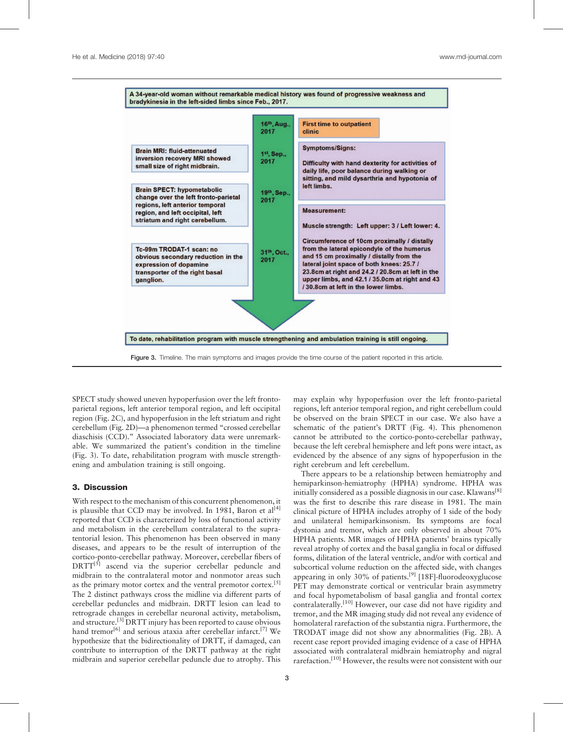A 34-year-old woman without remarkable medical history was found of progressive weakness and bradykinesia in the left-sided limbs since Feb., 2017.

16th, Aug., 2017 — First time to outpatient clinic

1st, Sep., 2017 — Brain MRI: fluid-attenuated inversion recovery MRI showed small size of right midbrain.

Symptoms/Signs:

Difficulty with hand dexterity for activities of daily life, poor balance during walking or sitting, and mild dysarthria and hypotonia of left limbs.

19th, Sep., 2017 — Brain SPECT: hypometabolic change over the left fronto-parietal regions, left anterior temporal region, and left occipital, left striatum and right cerebellum.

Measurement:

Muscle strength: Left upper: 3 / Left lower: 4.

Circumference of 10cm proximally / distally from the lateral epicondyle of the humerus and 15 cm proximally / distally from the lateral joint space of both knees: 25.7 / 23.8cm at right and 24.2 / 20.8cm at left in the upper limbs, and 42.1 / 35.0cm at right and 43 / 30.8cm at left in the lower limbs.

31th, Oct., 2017 — Tc-99m TRODAT-1 scan: no obvious secondary reduction in the expression of dopamine transporter of the right basal ganglion.

To date, rehabilitation program with muscle strengthening and ambulation training is still ongoing.

Figure 3. Timeline. The main symptoms and images provide the time course of the patient reported in this article.

SPECT study showed uneven hypoperfusion over the left fronto-parietal regions, left anterior temporal region, and left occipital region (Fig. 2C), and hypoperfusion in the left striatum and right cerebellum (Fig. 2D)—a phenomenon termed "crossed cerebellar diaschisis (CCD)." Associated laboratory data were unremarkable. We summarized the patient's condition in the timeline (Fig. 3). To date, rehabilitation program with muscle strengthening and ambulation training is still ongoing.

## 3. Discussion

With respect to the mechanism of this concurrent phenomenon, it is plausible that CCD may be involved. In 1981, Baron et al[4] reported that CCD is characterized by loss of functional activity and metabolism in the cerebellum contralateral to the supratentorial lesion. This phenomenon has been observed in many diseases, and appears to be the result of interruption of the cortico-ponto-cerebellar pathway. Moreover, cerebellar fibers of DRTT[5] ascend via the superior cerebellar peduncle and midbrain to the contralateral motor and nonmotor areas such as the primary motor cortex and the ventral premotor cortex.[5] The 2 distinct pathways cross the midline via different parts of cerebellar peduncles and midbrain. DRTT lesion can lead to retrograde changes in cerebellar neuronal activity, metabolism, and structure.[3] DRTT injury has been reported to cause obvious hand tremor[6] and serious ataxia after cerebellar infarct.[7] We hypothesize that the bidirectionality of DRTT, if damaged, can contribute to interruption of the DRTT pathway at the right midbrain and superior cerebellar peduncle due to atrophy. This may explain why hypoperfusion over the left fronto-parietal regions, left anterior temporal region, and right cerebellum could be observed on the brain SPECT in our case. We also have a schematic of the patient's DRTT (Fig. 4). This phenomenon cannot be attributed to the cortico-ponto-cerebellar pathway, because the left cerebral hemisphere and left pons were intact, as evidenced by the absence of any signs of hypoperfusion in the right cerebrum and left cerebellum.

There appears to be a relationship between hemiatrophy and hemiparkinson-hemiatrophy (HPHA) syndrome. HPHA was initially considered as a possible diagnosis in our case. Klawans[8] was the first to describe this rare disease in 1981. The main clinical picture of HPHA includes atrophy of 1 side of the body and unilateral hemiparkinsonism. Its symptoms are focal dystonia and tremor, which are only observed in about 70% HPHA patients. MR images of HPHA patients' brains typically reveal atrophy of cortex and the basal ganglia in focal or diffused forms, dilitation of the lateral ventricle, and/or with cortical and subcortical volume reduction on the affected side, with changes appearing in only 30% of patients.[9] [18F]-fluorodeoxyglucose PET may demonstrate cortical or ventricular brain asymmetry and focal hypometabolism of basal ganglia and frontal cortex contralaterally.[10] However, our case did not have rigidity and tremor, and the MR imaging study did not reveal any evidence of homolateral rarefaction of the substantia nigra. Furthermore, the TRODAT image did not show any abnormalities (Fig. 2B). A recent case report provided imaging evidence of a case of HPHA associated with contralateral midbrain hemiatrophy and nigral rarefaction.[10] However, the results were not consistent with our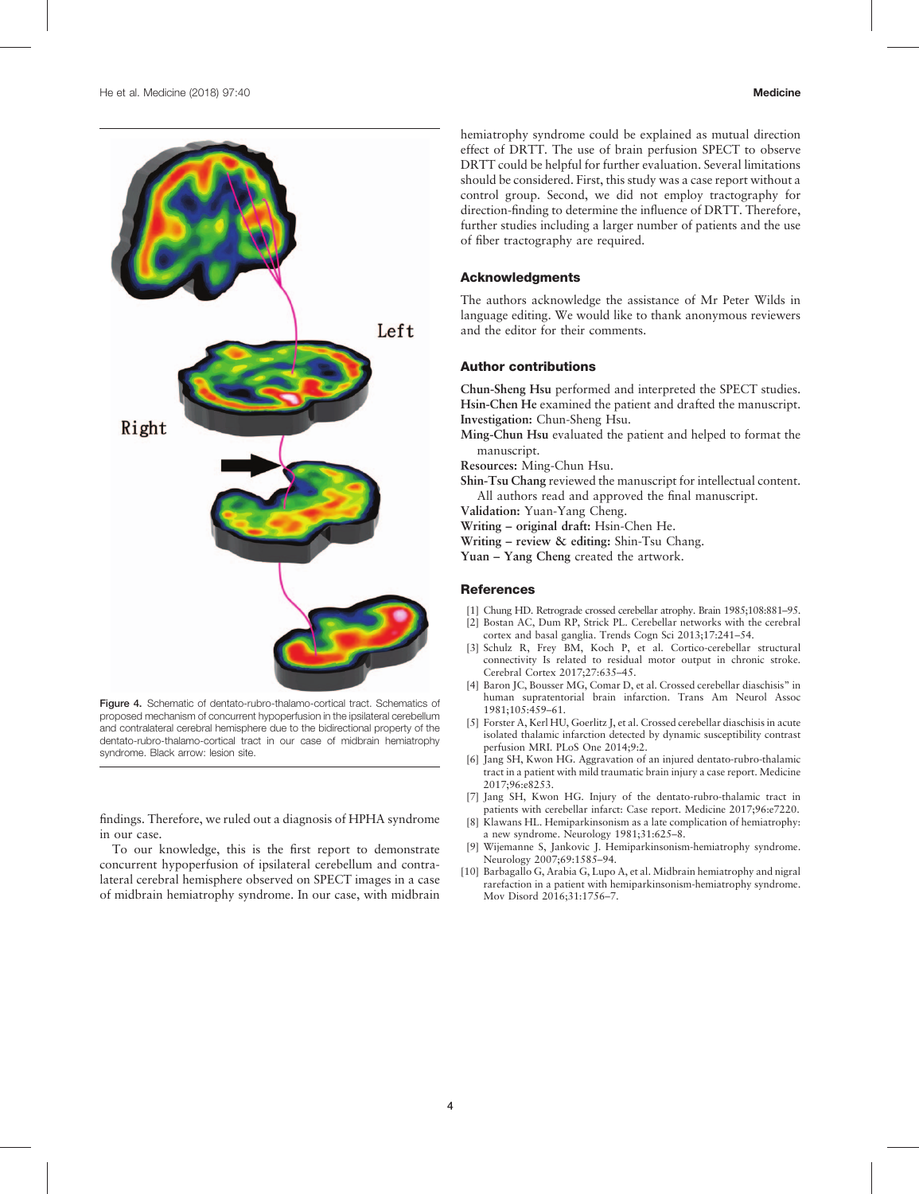Left

Right

**Figure 4.** Schematic of dentato-rubro-thalamo-cortical tract. Schematics of proposed mechanism of concurrent hypoperfusion in the ipsilateral cerebellum and contralateral cerebral hemisphere due to the bidirectional property of the dentato-rubro-thalamo-cortical tract in our case of midbrain hemiatrophy syndrome. Black arrow: lesion site.

findings. Therefore, we ruled out a diagnosis of HPHA syndrome in our case.

To our knowledge, this is the first report to demonstrate concurrent hypoperfusion of ipsilateral cerebellum and contralateral cerebral hemisphere observed on SPECT images in a case of midbrain hemiatrophy syndrome. In our case, with midbrain hemiatrophy syndrome could be explained as mutual direction effect of DRTT. The use of brain perfusion SPECT to observe DRTT could be helpful for further evaluation. Several limitations should be considered. First, this study was a case report without a control group. Second, we did not employ tractography for direction-finding to determine the influence of DRTT. Therefore, further studies including a larger number of patients and the use of fiber tractography are required.

## Acknowledgments

The authors acknowledge the assistance of Mr Peter Wilds in language editing. We would like to thank anonymous reviewers and the editor for their comments.

## Author contributions

**Chun-Sheng Hsu** performed and interpreted the SPECT studies.
**Hsin-Chen He** examined the patient and drafted the manuscript.
**Investigation:** Chun-Sheng Hsu.
**Ming-Chun Hsu** evaluated the patient and helped to format the manuscript.
**Resources:** Ming-Chun Hsu.
**Shin-Tsu Chang** reviewed the manuscript for intellectual content. All authors read and approved the final manuscript.
**Validation:** Yuan-Yang Cheng.
**Writing – original draft:** Hsin-Chen He.
**Writing – review & editing:** Shin-Tsu Chang.
**Yuan – Yang Cheng** created the artwork.

## References

[1] Chung HD. Retrograde crossed cerebellar atrophy. Brain 1985;108:881–95.
[2] Bostan AC, Dum RP, Strick PL. Cerebellar networks with the cerebral cortex and basal ganglia. Trends Cogn Sci 2013;17:241–54.
[3] Schulz R, Frey BM, Koch P, et al. Cortico-cerebellar structural connectivity Is related to residual motor output in chronic stroke. Cerebral Cortex 2017;27:635–45.
[4] Baron JC, Bousser MG, Comar D, et al. Crossed cerebellar diaschisis" in human supratentorial brain infarction. Trans Am Neurol Assoc 1981;105:459–61.
[5] Forster A, Kerl HU, Goerlitz J, et al. Crossed cerebellar diaschisis in acute isolated thalamic infarction detected by dynamic susceptibility contrast perfusion MRI. PLoS One 2014;9:2.
[6] Jang SH, Kwon HG. Aggravation of an injured dentato-rubro-thalamic tract in a patient with mild traumatic brain injury a case report. Medicine 2017;96:e8253.
[7] Jang SH, Kwon HG. Injury of the dentato-rubro-thalamic tract in patients with cerebellar infarct: Case report. Medicine 2017;96:e7220.
[8] Klawans HL. Hemiparkinsonism as a late complication of hemiatrophy: a new syndrome. Neurology 1981;31:625–8.
[9] Wijemanne S, Jankovic J. Hemiparkinsonism-hemiatrophy syndrome. Neurology 2007;69:1585–94.
[10] Barbagallo G, Arabia G, Lupo A, et al. Midbrain hemiatrophy and nigral rarefaction in a patient with hemiparkinsonism-hemiatrophy syndrome. Mov Disord 2016;31:1756–7.